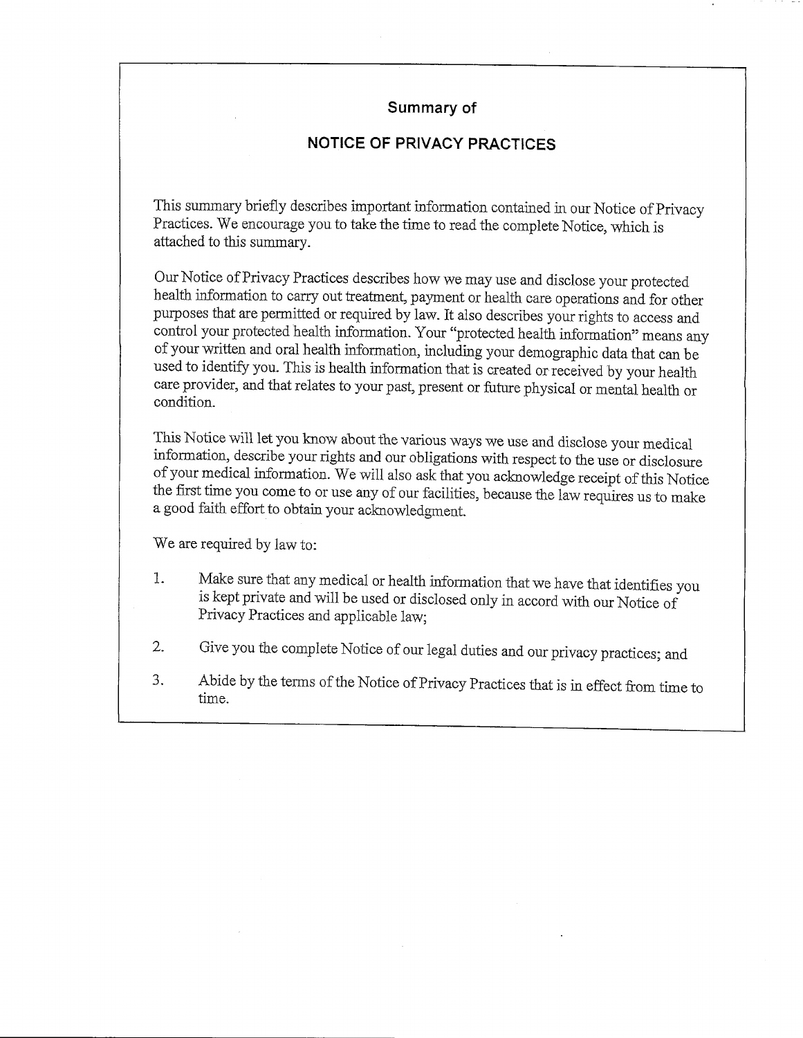## Summary of

## NOTICE OF PRIVACY PRACTICES

This summary briefly describes important information contained in our Notice of Privacy Practices. We encourage you to take the time to read the complete Notice, which is attached to this summary.

Our Notice of Privacy Practices describes how we may use and disclose your protected health information to carry out treatment, payment or health care operations and for other purposes that are permitted or required by law. It also describes your rights to access and control your protected health information. Your "protected health information" means any of your written and oral health information, including your demographic data that can be used to identify you. This is health information that is created or received by your health care provider, and that relates to your past, present or future physical or mental health or condition.

This Notice will let you know about the various ways we use and disclose your medical information, describe your rights and our obligations with respect to the use or disclosure of your medical information. We will also ask that you acknowledge receipt of this Notice the first time you come to or use any of our facilities, because the law requires us to make a good faith effort to obtain your acknowledgment.

We are required by law to:

1. Make sure that any medical or health information that we have that identifies you is kept private and will be used or disclosed only in accord with our Notice of Privacy Practices and applicable law;

2. Give you the complete Notice of our legal duties and our privacy practices; and

3. Abide by the terms of the Notice of Privacy Practices that is in effect from time to time.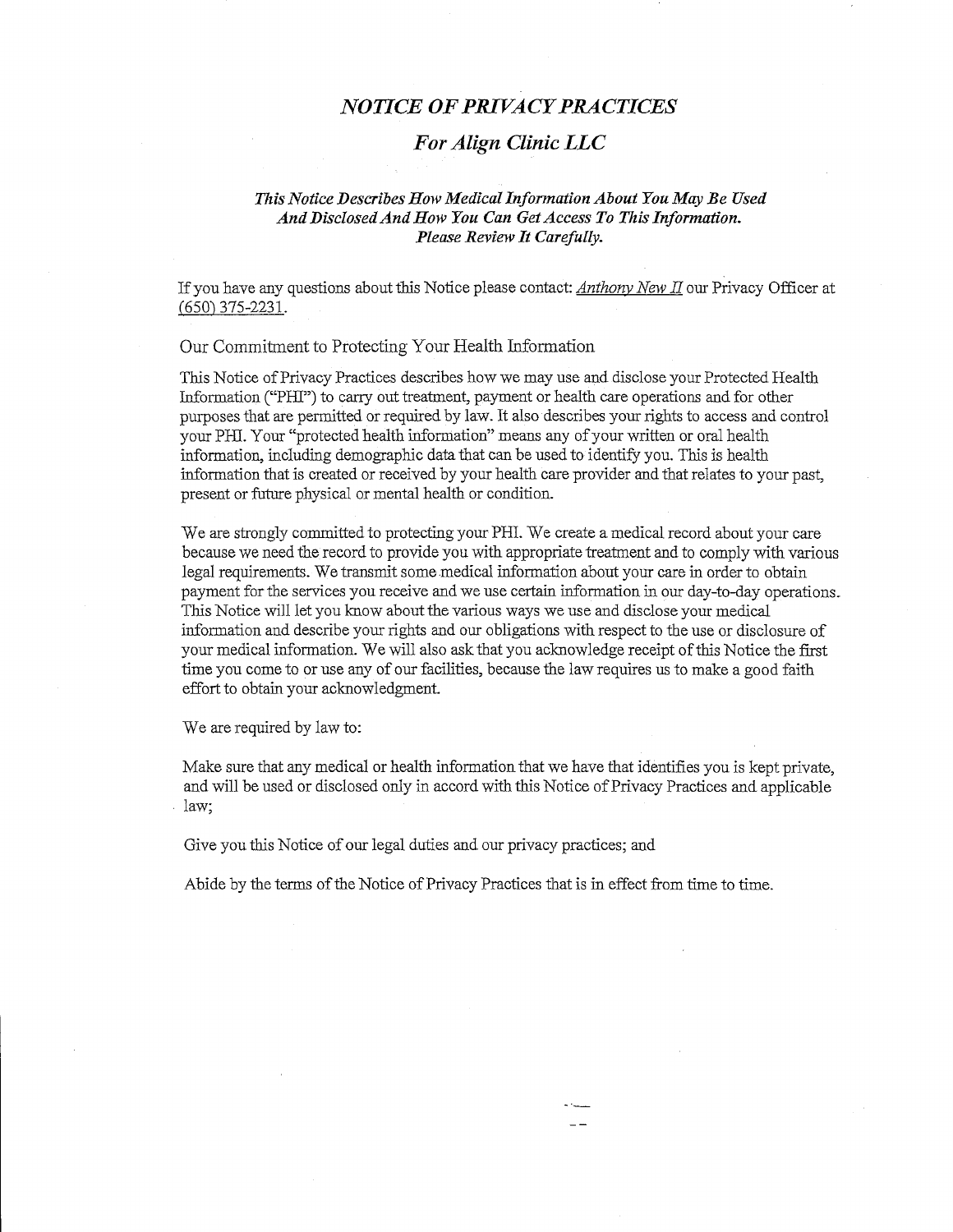# *NOTICE OF PRIVACY PRACTICES*

## *For Align Clinic LLC*

***This Notice Describes How Medical Information About You May Be Used And Disclosed And How You Can Get Access To This Information. Please Review It Carefully.***

If you have any questions about this Notice please contact: *Anthony New II* our Privacy Officer at (650) 375-2231.

### Our Commitment to Protecting Your Health Information

This Notice of Privacy Practices describes how we may use and disclose your Protected Health Information ("PHI") to carry out treatment, payment or health care operations and for other purposes that are permitted or required by law. It also describes your rights to access and control your PHI. Your "protected health information" means any of your written or oral health information, including demographic data that can be used to identify you. This is health information that is created or received by your health care provider and that relates to your past, present or future physical or mental health or condition.

We are strongly committed to protecting your PHI. We create a medical record about your care because we need the record to provide you with appropriate treatment and to comply with various legal requirements. We transmit some medical information about your care in order to obtain payment for the services you receive and we use certain information in our day-to-day operations. This Notice will let you know about the various ways we use and disclose your medical information and describe your rights and our obligations with respect to the use or disclosure of your medical information. We will also ask that you acknowledge receipt of this Notice the first time you come to or use any of our facilities, because the law requires us to make a good faith effort to obtain your acknowledgment.

We are required by law to:

Make sure that any medical or health information that we have that identifies you is kept private, and will be used or disclosed only in accord with this Notice of Privacy Practices and applicable law;

Give you this Notice of our legal duties and our privacy practices; and

Abide by the terms of the Notice of Privacy Practices that is in effect from time to time.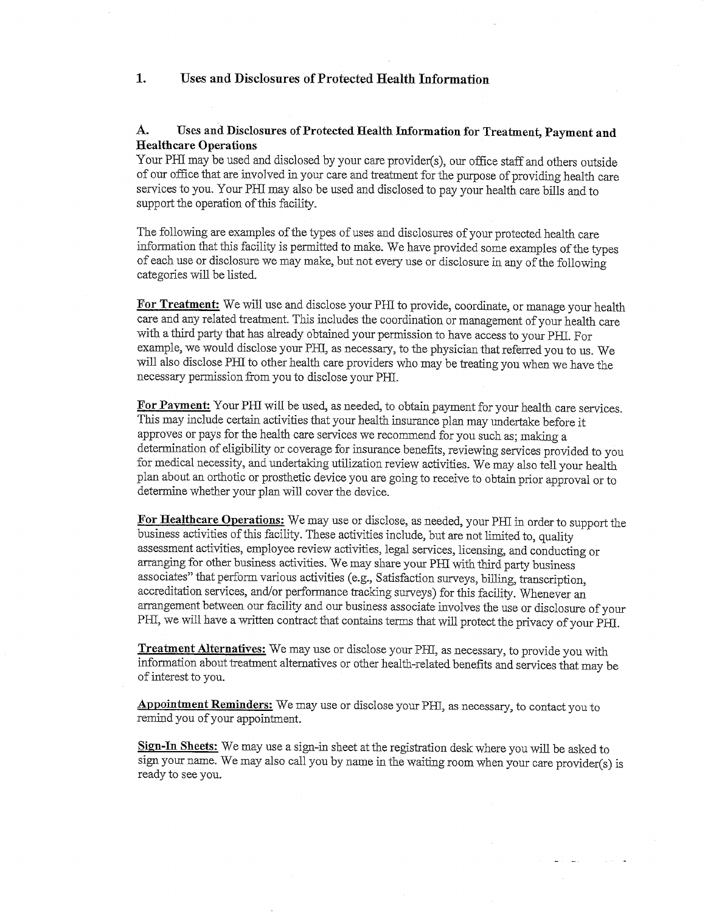## 1. Uses and Disclosures of Protected Health Information

### A. Uses and Disclosures of Protected Health Information for Treatment, Payment and Healthcare Operations

Your PHI may be used and disclosed by your care provider(s), our office staff and others outside of our office that are involved in your care and treatment for the purpose of providing health care services to you. Your PHI may also be used and disclosed to pay your health care bills and to support the operation of this facility.

The following are examples of the types of uses and disclosures of your protected health care information that this facility is permitted to make. We have provided some examples of the types of each use or disclosure we may make, but not every use or disclosure in any of the following categories will be listed.

**For Treatment:** We will use and disclose your PHI to provide, coordinate, or manage your health care and any related treatment. This includes the coordination or management of your health care with a third party that has already obtained your permission to have access to your PHI. For example, we would disclose your PHI, as necessary, to the physician that referred you to us. We will also disclose PHI to other health care providers who may be treating you when we have the necessary permission from you to disclose your PHI.

**For Payment:** Your PHI will be used, as needed, to obtain payment for your health care services. This may include certain activities that your health insurance plan may undertake before it approves or pays for the health care services we recommend for you such as; making a determination of eligibility or coverage for insurance benefits, reviewing services provided to you for medical necessity, and undertaking utilization review activities. We may also tell your health plan about an orthotic or prosthetic device you are going to receive to obtain prior approval or to determine whether your plan will cover the device.

**For Healthcare Operations:** We may use or disclose, as needed, your PHI in order to support the business activities of this facility. These activities include, but are not limited to, quality assessment activities, employee review activities, legal services, licensing, and conducting or arranging for other business activities. We may share your PHI with third party business associates" that perform various activities (e.g., Satisfaction surveys, billing, transcription, accreditation services, and/or performance tracking surveys) for this facility. Whenever an arrangement between our facility and our business associate involves the use or disclosure of your PHI, we will have a written contract that contains terms that will protect the privacy of your PHI.

**Treatment Alternatives:** We may use or disclose your PHI, as necessary, to provide you with information about treatment alternatives or other health-related benefits and services that may be of interest to you.

**Appointment Reminders:** We may use or disclose your PHI, as necessary, to contact you to remind you of your appointment.

**Sign-In Sheets:** We may use a sign-in sheet at the registration desk where you will be asked to sign your name. We may also call you by name in the waiting room when your care provider(s) is ready to see you.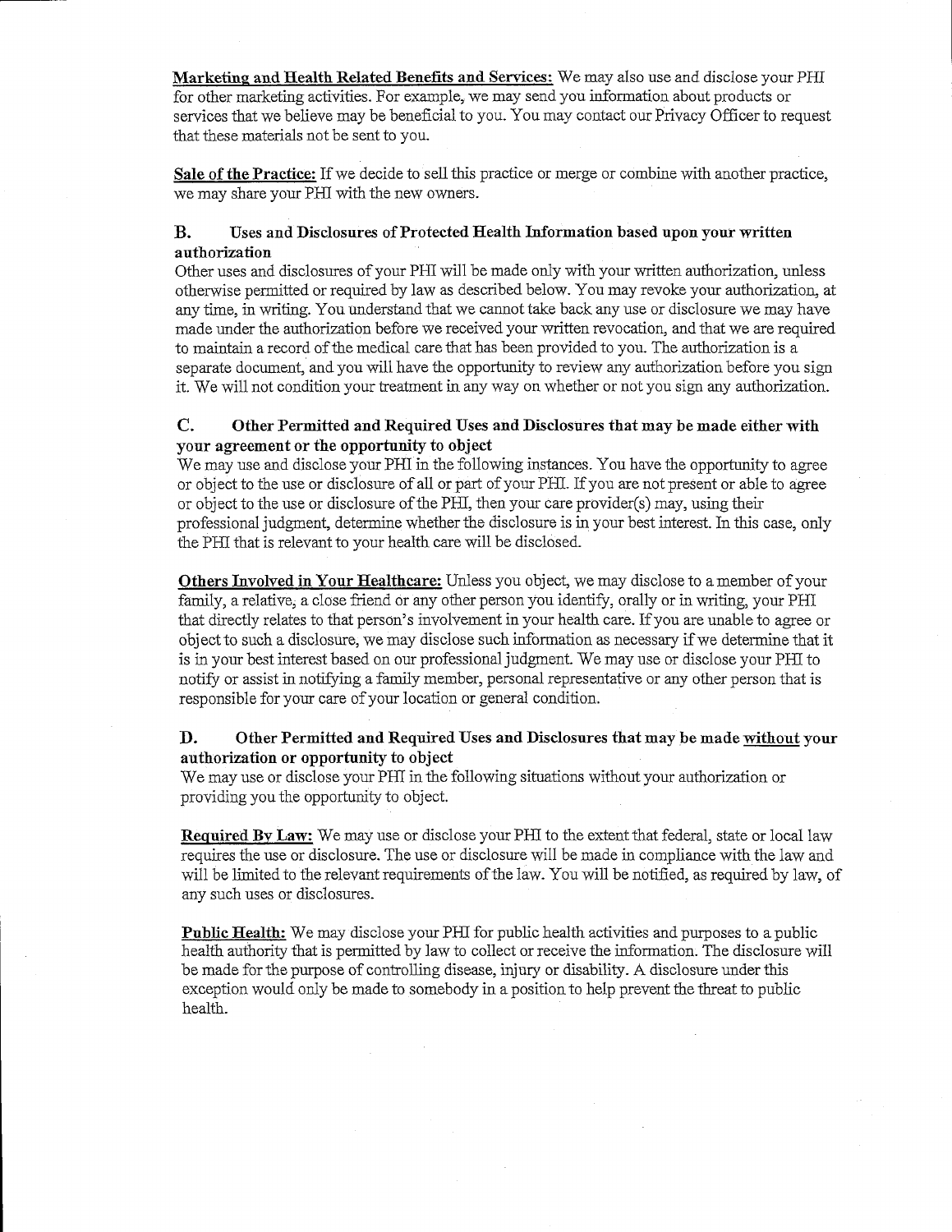**Marketing and Health Related Benefits and Services:** We may also use and disclose your PHI for other marketing activities. For example, we may send you information about products or services that we believe may be beneficial to you. You may contact our Privacy Officer to request that these materials not be sent to you.

**Sale of the Practice:** If we decide to sell this practice or merge or combine with another practice, we may share your PHI with the new owners.

### B. Uses and Disclosures of Protected Health Information based upon your written authorization

Other uses and disclosures of your PHI will be made only with your written authorization, unless otherwise permitted or required by law as described below. You may revoke your authorization, at any time, in writing. You understand that we cannot take back any use or disclosure we may have made under the authorization before we received your written revocation, and that we are required to maintain a record of the medical care that has been provided to you. The authorization is a separate document, and you will have the opportunity to review any authorization before you sign it. We will not condition your treatment in any way on whether or not you sign any authorization.

### C. Other Permitted and Required Uses and Disclosures that may be made either with your agreement or the opportunity to object

We may use and disclose your PHI in the following instances. You have the opportunity to agree or object to the use or disclosure of all or part of your PHI. If you are not present or able to agree or object to the use or disclosure of the PHI, then your care provider(s) may, using their professional judgment, determine whether the disclosure is in your best interest. In this case, only the PHI that is relevant to your health care will be disclosed.

**Others Involved in Your Healthcare:** Unless you object, we may disclose to a member of your family, a relative, a close friend or any other person you identify, orally or in writing, your PHI that directly relates to that person's involvement in your health care. If you are unable to agree or object to such a disclosure, we may disclose such information as necessary if we determine that it is in your best interest based on our professional judgment. We may use or disclose your PHI to notify or assist in notifying a family member, personal representative or any other person that is responsible for your care of your location or general condition.

### D. Other Permitted and Required Uses and Disclosures that may be made without your authorization or opportunity to object

We may use or disclose your PHI in the following situations without your authorization or providing you the opportunity to object.

**Required By Law:** We may use or disclose your PHI to the extent that federal, state or local law requires the use or disclosure. The use or disclosure will be made in compliance with the law and will be limited to the relevant requirements of the law. You will be notified, as required by law, of any such uses or disclosures.

**Public Health:** We may disclose your PHI for public health activities and purposes to a public health authority that is permitted by law to collect or receive the information. The disclosure will be made for the purpose of controlling disease, injury or disability. A disclosure under this exception would only be made to somebody in a position to help prevent the threat to public health.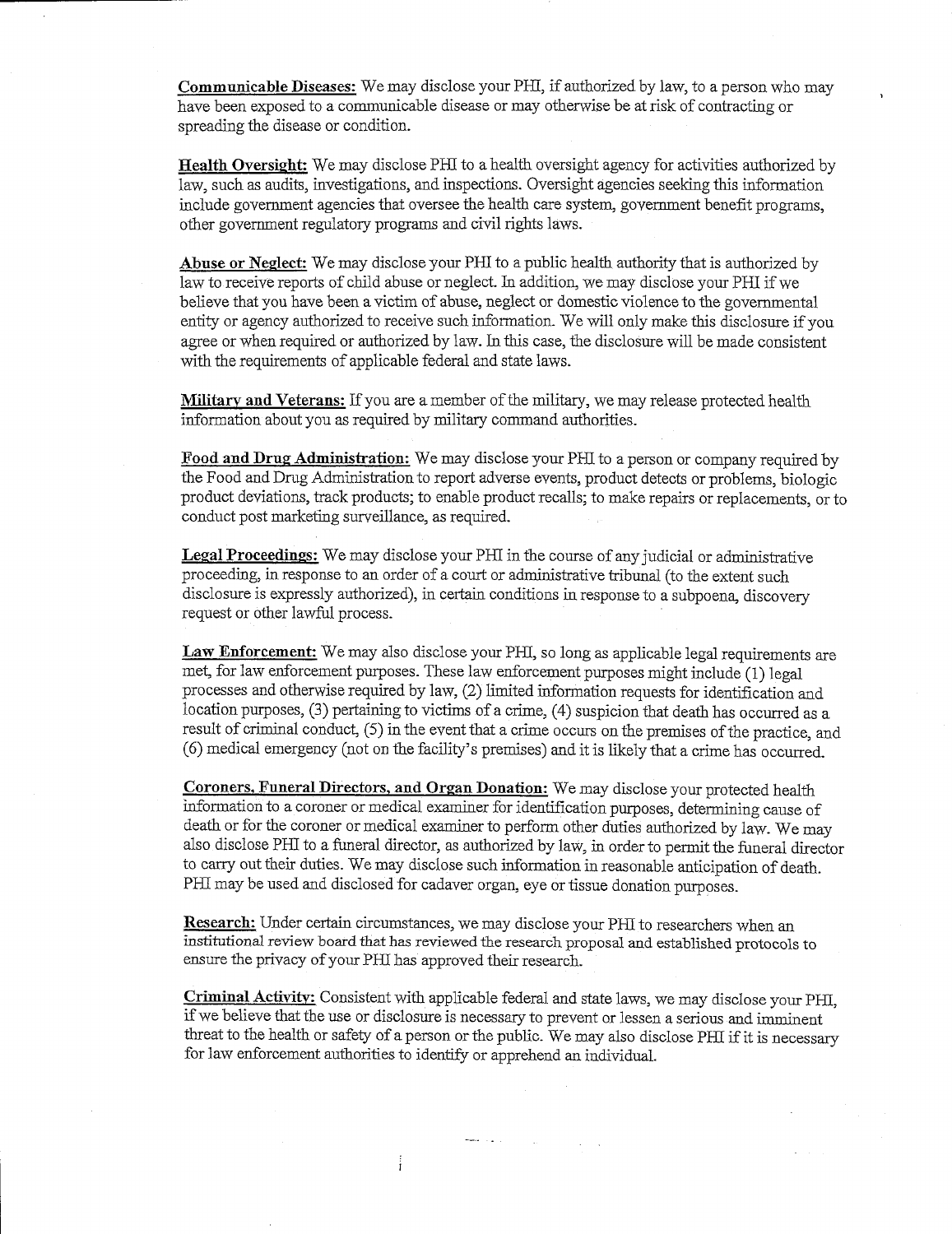**Communicable Diseases:** We may disclose your PHI, if authorized by law, to a person who may have been exposed to a communicable disease or may otherwise be at risk of contracting or spreading the disease or condition.

**Health Oversight:** We may disclose PHI to a health oversight agency for activities authorized by law, such as audits, investigations, and inspections. Oversight agencies seeking this information include government agencies that oversee the health care system, government benefit programs, other government regulatory programs and civil rights laws.

**Abuse or Neglect:** We may disclose your PHI to a public health authority that is authorized by law to receive reports of child abuse or neglect. In addition, we may disclose your PHI if we believe that you have been a victim of abuse, neglect or domestic violence to the governmental entity or agency authorized to receive such information. We will only make this disclosure if you agree or when required or authorized by law. In this case, the disclosure will be made consistent with the requirements of applicable federal and state laws.

**Military and Veterans:** If you are a member of the military, we may release protected health information about you as required by military command authorities.

**Food and Drug Administration:** We may disclose your PHI to a person or company required by the Food and Drug Administration to report adverse events, product detects or problems, biologic product deviations, track products; to enable product recalls; to make repairs or replacements, or to conduct post marketing surveillance, as required.

**Legal Proceedings:** We may disclose your PHI in the course of any judicial or administrative proceeding, in response to an order of a court or administrative tribunal (to the extent such disclosure is expressly authorized), in certain conditions in response to a subpoena, discovery request or other lawful process.

**Law Enforcement:** We may also disclose your PHI, so long as applicable legal requirements are met, for law enforcement purposes. These law enforcement purposes might include (1) legal processes and otherwise required by law, (2) limited information requests for identification and location purposes, (3) pertaining to victims of a crime, (4) suspicion that death has occurred as a result of criminal conduct, (5) in the event that a crime occurs on the premises of the practice, and (6) medical emergency (not on the facility's premises) and it is likely that a crime has occurred.

**Coroners, Funeral Directors, and Organ Donation:** We may disclose your protected health information to a coroner or medical examiner for identification purposes, determining cause of death or for the coroner or medical examiner to perform other duties authorized by law. We may also disclose PHI to a funeral director, as authorized by law, in order to permit the funeral director to carry out their duties. We may disclose such information in reasonable anticipation of death. PHI may be used and disclosed for cadaver organ, eye or tissue donation purposes.

**Research:** Under certain circumstances, we may disclose your PHI to researchers when an institutional review board that has reviewed the research proposal and established protocols to ensure the privacy of your PHI has approved their research.

**Criminal Activity:** Consistent with applicable federal and state laws, we may disclose your PHI, if we believe that the use or disclosure is necessary to prevent or lessen a serious and imminent threat to the health or safety of a person or the public. We may also disclose PHI if it is necessary for law enforcement authorities to identify or apprehend an individual.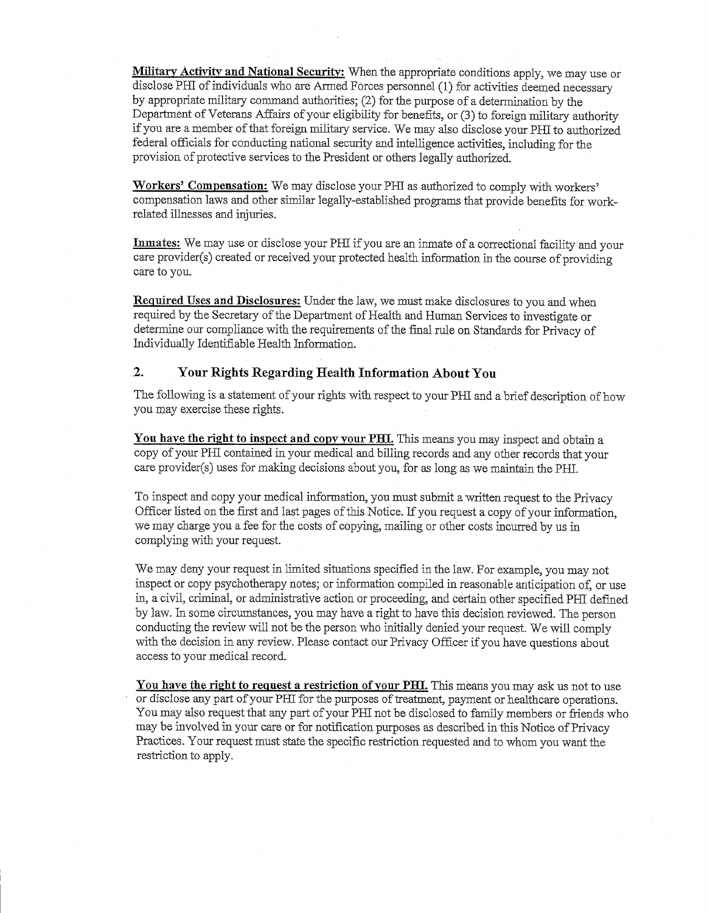**Military Activity and National Security:** When the appropriate conditions apply, we may use or disclose PHI of individuals who are Armed Forces personnel (1) for activities deemed necessary by appropriate military command authorities; (2) for the purpose of a determination by the Department of Veterans Affairs of your eligibility for benefits, or (3) to foreign military authority if you are a member of that foreign military service. We may also disclose your PHI to authorized federal officials for conducting national security and intelligence activities, including for the provision of protective services to the President or others legally authorized.

**Workers' Compensation:** We may disclose your PHI as authorized to comply with workers' compensation laws and other similar legally-established programs that provide benefits for work-related illnesses and injuries.

**Inmates:** We may use or disclose your PHI if you are an inmate of a correctional facility and your care provider(s) created or received your protected health information in the course of providing care to you.

**Required Uses and Disclosures:** Under the law, we must make disclosures to you and when required by the Secretary of the Department of Health and Human Services to investigate or determine our compliance with the requirements of the final rule on Standards for Privacy of Individually Identifiable Health Information.

## 2. Your Rights Regarding Health Information About You

The following is a statement of your rights with respect to your PHI and a brief description of how you may exercise these rights.

**You have the right to inspect and copy your PHI.** This means you may inspect and obtain a copy of your PHI contained in your medical and billing records and any other records that your care provider(s) uses for making decisions about you, for as long as we maintain the PHI.

To inspect and copy your medical information, you must submit a written request to the Privacy Officer listed on the first and last pages of this Notice. If you request a copy of your information, we may charge you a fee for the costs of copying, mailing or other costs incurred by us in complying with your request.

We may deny your request in limited situations specified in the law. For example, you may not inspect or copy psychotherapy notes; or information compiled in reasonable anticipation of, or use in, a civil, criminal, or administrative action or proceeding, and certain other specified PHI defined by law. In some circumstances, you may have a right to have this decision reviewed. The person conducting the review will not be the person who initially denied your request. We will comply with the decision in any review. Please contact our Privacy Officer if you have questions about access to your medical record.

**You have the right to request a restriction of your PHI.** This means you may ask us not to use or disclose any part of your PHI for the purposes of treatment, payment or healthcare operations. You may also request that any part of your PHI not be disclosed to family members or friends who may be involved in your care or for notification purposes as described in this Notice of Privacy Practices. Your request must state the specific restriction requested and to whom you want the restriction to apply.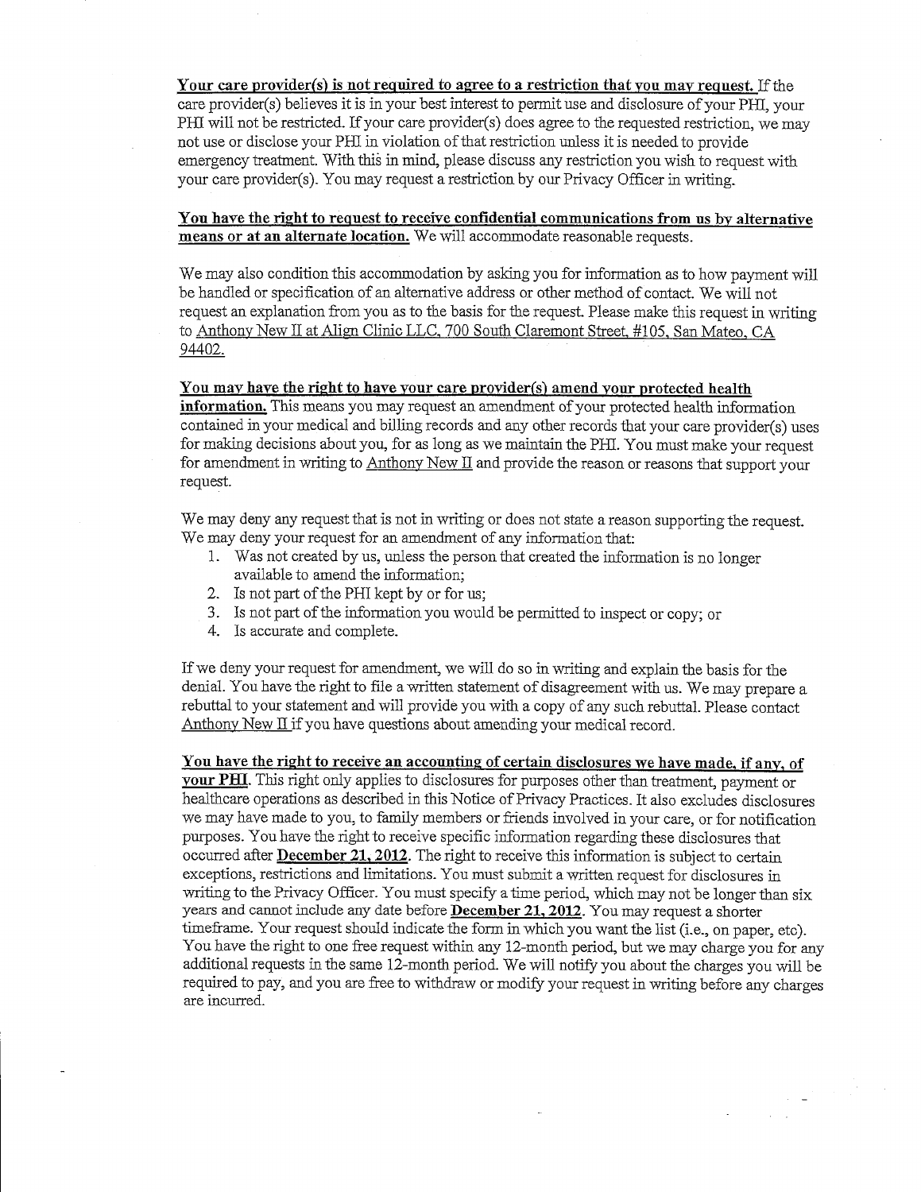**Your care provider(s) is not required to agree to a restriction that you may request.** If the care provider(s) believes it is in your best interest to permit use and disclosure of your PHI, your PHI will not be restricted. If your care provider(s) does agree to the requested restriction, we may not use or disclose your PHI in violation of that restriction unless it is needed to provide emergency treatment. With this in mind, please discuss any restriction you wish to request with your care provider(s). You may request a restriction by our Privacy Officer in writing.

**You have the right to request to receive confidential communications from us by alternative means or at an alternate location.** We will accommodate reasonable requests.

We may also condition this accommodation by asking you for information as to how payment will be handled or specification of an alternative address or other method of contact. We will not request an explanation from you as to the basis for the request. Please make this request in writing to Anthony New II at Align Clinic LLC, 700 South Claremont Street, #105, San Mateo, CA 94402.

**You may have the right to have your care provider(s) amend your protected health information.** This means you may request an amendment of your protected health information contained in your medical and billing records and any other records that your care provider(s) uses for making decisions about you, for as long as we maintain the PHI. You must make your request for amendment in writing to Anthony New II and provide the reason or reasons that support your request.

We may deny any request that is not in writing or does not state a reason supporting the request. We may deny your request for an amendment of any information that:

1. Was not created by us, unless the person that created the information is no longer available to amend the information;
2. Is not part of the PHI kept by or for us;
3. Is not part of the information you would be permitted to inspect or copy; or
4. Is accurate and complete.

If we deny your request for amendment, we will do so in writing and explain the basis for the denial. You have the right to file a written statement of disagreement with us. We may prepare a rebuttal to your statement and will provide you with a copy of any such rebuttal. Please contact Anthony New II if you have questions about amending your medical record.

**You have the right to receive an accounting of certain disclosures we have made, if any, of your PHI.** This right only applies to disclosures for purposes other than treatment, payment or healthcare operations as described in this Notice of Privacy Practices. It also excludes disclosures we may have made to you, to family members or friends involved in your care, or for notification purposes. You have the right to receive specific information regarding these disclosures that occurred after **December 21, 2012**. The right to receive this information is subject to certain exceptions, restrictions and limitations. You must submit a written request for disclosures in writing to the Privacy Officer. You must specify a time period, which may not be longer than six years and cannot include any date before **December 21, 2012**. You may request a shorter timeframe. Your request should indicate the form in which you want the list (i.e., on paper, etc). You have the right to one free request within any 12-month period, but we may charge you for any additional requests in the same 12-month period. We will notify you about the charges you will be required to pay, and you are free to withdraw or modify your request in writing before any charges are incurred.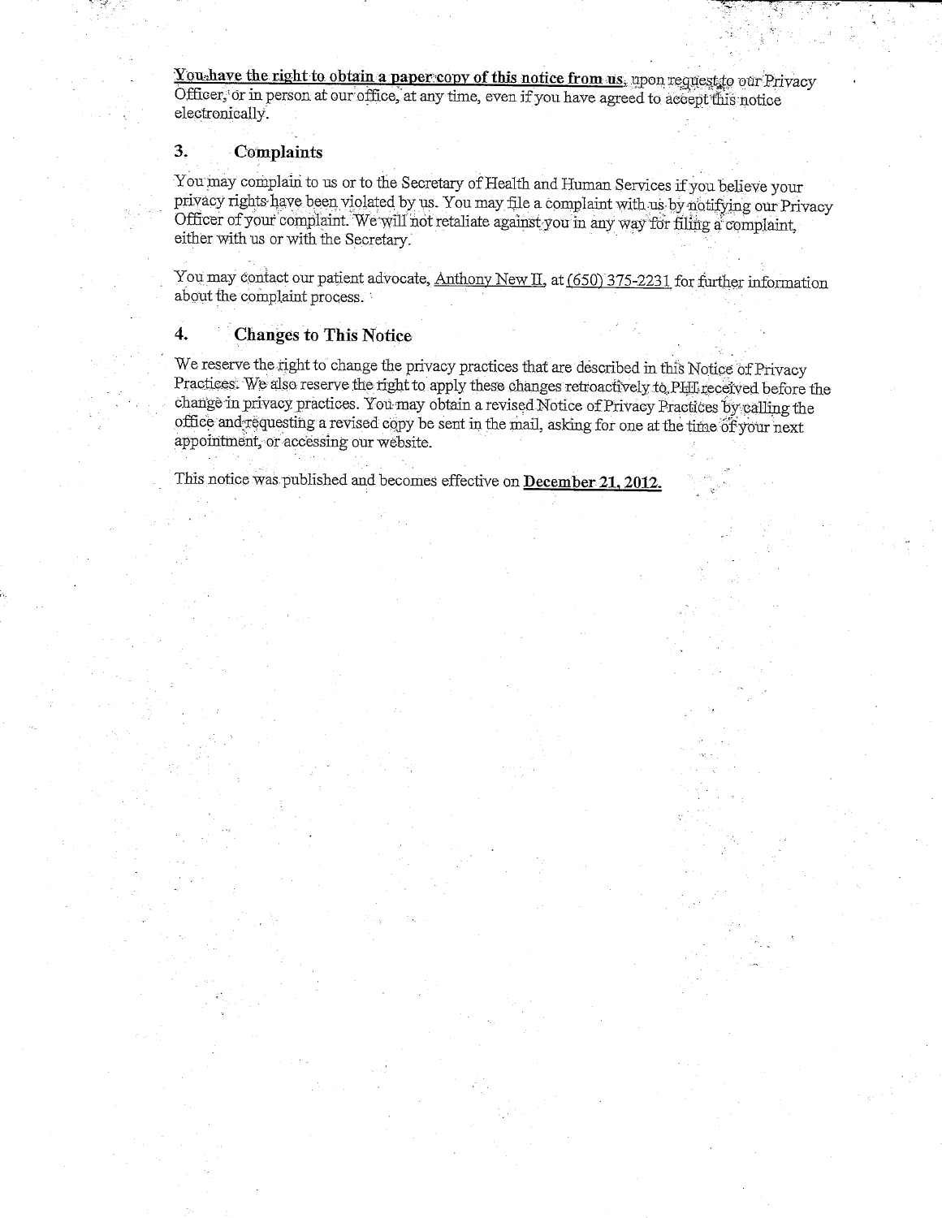**You have the right to obtain a paper copy of this notice from us**, upon request to our Privacy Officer, or in person at our office, at any time, even if you have agreed to accept this notice electronically.

## 3. Complaints

You may complain to us or to the Secretary of Health and Human Services if you believe your privacy rights have been violated by us. You may file a complaint with us by notifying our Privacy Officer of your complaint. We will not retaliate against you in any way for filing a complaint, either with us or with the Secretary.

You may contact our patient advocate, Anthony New II, at (650) 375-2231 for further information about the complaint process.

## 4. Changes to This Notice

We reserve the right to change the privacy practices that are described in this Notice of Privacy Practices. We also reserve the right to apply these changes retroactively to PHI received before the change in privacy practices. You may obtain a revised Notice of Privacy Practices by calling the office and requesting a revised copy be sent in the mail, asking for one at the time of your next appointment, or accessing our website.

This notice was published and becomes effective on **December 21, 2012.**